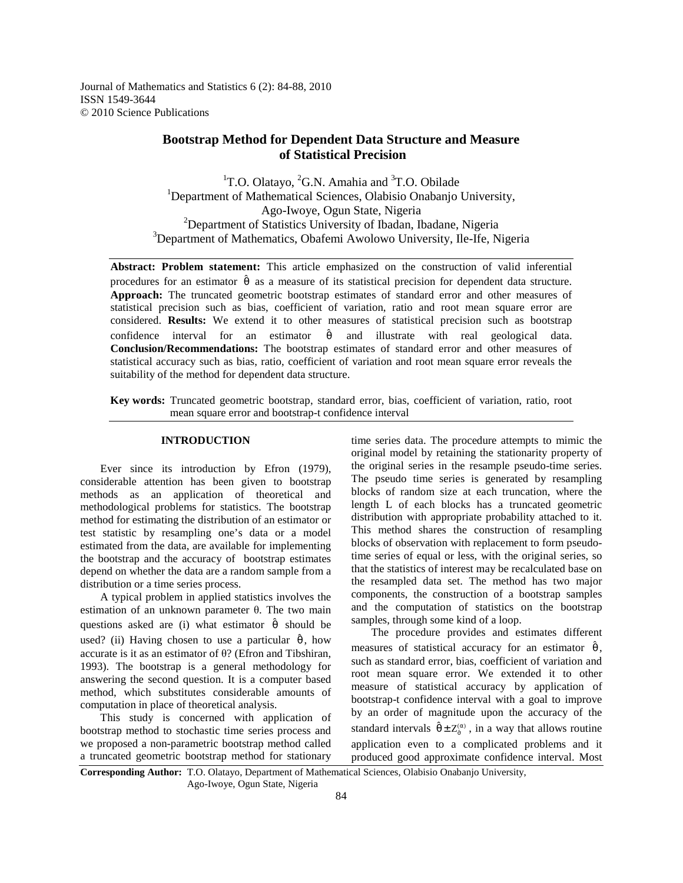Journal of Mathematics and Statistics 6 (2): 84-88, 2010
ISSN 1549-3644
© 2010 Science Publications

# Bootstrap Method for Dependent Data Structure and Measure of Statistical Precision

[1]T.O. Olatayo, [2]G.N. Amahia and [3]T.O. Obilade

[1]Department of Mathematical Sciences, Olabisio Onabanjo University, Ago-Iwoye, Ogun State, Nigeria

[2]Department of Statistics University of Ibadan, Ibadane, Nigeria

[3]Department of Mathematics, Obafemi Awolowo University, Ile-Ife, Nigeria

**Abstract: Problem statement:** This article emphasized on the construction of valid inferential procedures for an estimator $\hat{\theta}$ as a measure of its statistical precision for dependent data structure. **Approach:** The truncated geometric bootstrap estimates of standard error and other measures of statistical precision such as bias, coefficient of variation, ratio and root mean square error are considered. **Results:** We extend it to other measures of statistical precision such as bootstrap confidence interval for an estimator $\hat{\theta}$ and illustrate with real geological data. **Conclusion/Recommendations:** The bootstrap estimates of standard error and other measures of statistical accuracy such as bias, ratio, coefficient of variation and root mean square error reveals the suitability of the method for dependent data structure.

**Key words:** Truncated geometric bootstrap, standard error, bias, coefficient of variation, ratio, root mean square error and bootstrap-t confidence interval

## INTRODUCTION

Ever since its introduction by Efron (1979), considerable attention has been given to bootstrap methods as an application of theoretical and methodological problems for statistics. The bootstrap method for estimating the distribution of an estimator or test statistic by resampling one's data or a model estimated from the data, are available for implementing the bootstrap and the accuracy of bootstrap estimates depend on whether the data are a random sample from a distribution or a time series process.

A typical problem in applied statistics involves the estimation of an unknown parameter θ. The two main questions asked are (i) what estimator $\hat{\theta}$ should be used? (ii) Having chosen to use a particular $\hat{\theta}$, how accurate is it as an estimator of θ? (Efron and Tibshiran, 1993). The bootstrap is a general methodology for answering the second question. It is a computer based method, which substitutes considerable amounts of computation in place of theoretical analysis.

This study is concerned with application of bootstrap method to stochastic time series process and we proposed a non-parametric bootstrap method called a truncated geometric bootstrap method for stationary time series data. The procedure attempts to mimic the original model by retaining the stationarity property of the original series in the resample pseudo-time series. The pseudo time series is generated by resampling blocks of random size at each truncation, where the length L of each blocks has a truncated geometric distribution with appropriate probability attached to it. This method shares the construction of resampling blocks of observation with replacement to form pseudo-time series of equal or less, with the original series, so that the statistics of interest may be recalculated base on the resampled data set. The method has two major components, the construction of a bootstrap samples and the computation of statistics on the bootstrap samples, through some kind of a loop.

The procedure provides and estimates different measures of statistical accuracy for an estimator $\hat{\theta}$, such as standard error, bias, coefficient of variation and root mean square error. We extended it to other measure of statistical accuracy by application of bootstrap-t confidence interval with a goal to improve by an order of magnitude upon the accuracy of the standard intervals $\hat{\theta} \pm Z_{\hat{\theta}}^{(\alpha)}$, in a way that allows routine application even to a complicated problems and it produced good approximate confidence interval. Most

**Corresponding Author:** T.O. Olatayo, Department of Mathematical Sciences, Olabisio Onabanjo University, Ago-Iwoye, Ogun State, Nigeria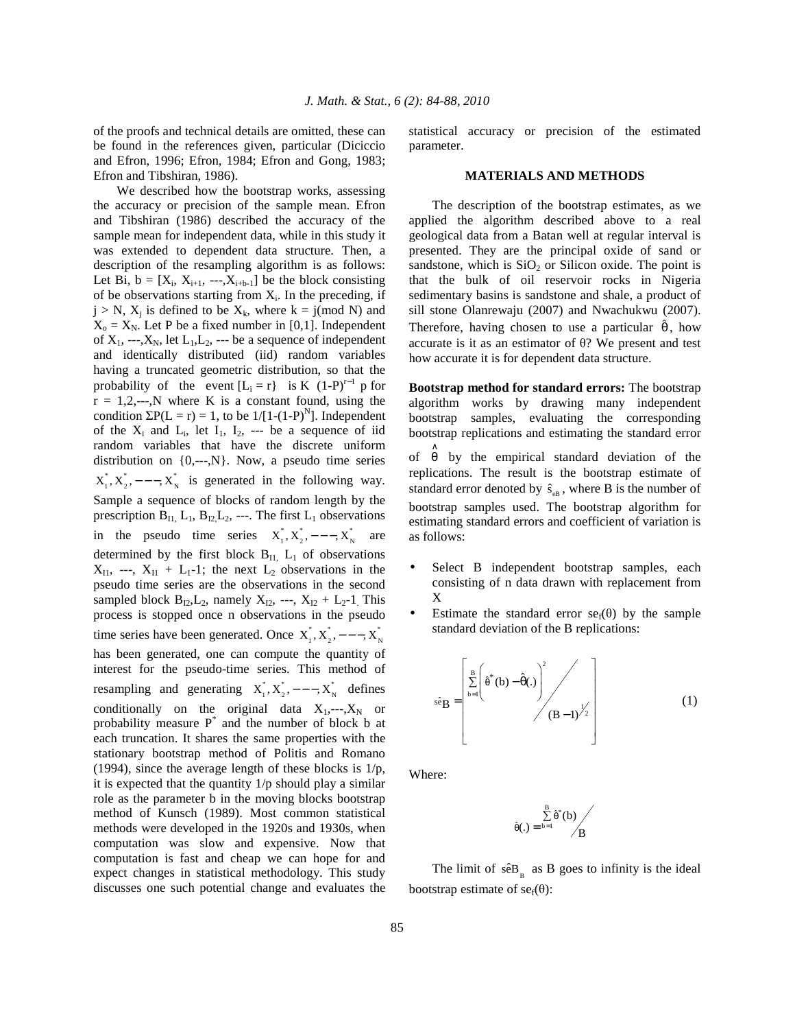of the proofs and technical details are omitted, these can be found in the references given, particular (Diciccio and Efron, 1996; Efron, 1984; Efron and Gong, 1983; Efron and Tibshiran, 1986).

We described how the bootstrap works, assessing the accuracy or precision of the sample mean. Efron and Tibshiran (1986) described the accuracy of the sample mean for independent data, while in this study it was extended to dependent data structure. Then, a description of the resampling algorithm is as follows: Let Bi, b = $[X_i, X_{i+1}, ---, X_{i+b-1}]$ be the block consisting of be observations starting from $X_i$. In the preceding, if $j > N$, $X_j$ is defined to be $X_k$, where $k = j(\text{mod } N)$ and $X_o = X_N$. Let P be a fixed number in [0,1]. Independent of $X_1$, ---,$X_N$, let $L_1$,$L_2$, --- be a sequence of independent and identically distributed (iid) random variables having a truncated geometric distribution, so that the probability of the event $[L_i = r]$ is K $(1-P)^{r-1}$ p for r = 1,2,---,N where K is a constant found, using the condition $\Sigma P(L = r) = 1$, to be $1/[1-(1-P)^N]$. Independent of the $X_i$ and $L_i$, let $I_1$, $I_2$, --- be a sequence of iid random variables that have the discrete uniform distribution on {0,---,N}. Now, a pseudo time series $X_1^*, X_2^*, ---, X_N^*$ is generated in the following way. Sample a sequence of blocks of random length by the prescription $B_{I1,}$ $L_1$, $B_{I2,}L_2$, ---. The first $L_1$ observations in the pseudo time series $X_1^*, X_2^*, ---, X_N^*$ are determined by the first block $B_{I1,}$ $L_1$ of observations $X_{I1}$, ---, $X_{I1} + L_1$-1; the next $L_2$ observations in the pseudo time series are the observations in the second sampled block $B_{I2}$,$L_2$, namely $X_{I2}$, ---, $X_{I2} + L_2$-1. This process is stopped once n observations in the pseudo time series have been generated. Once $X_1^*, X_2^*, ---, X_N^*$ has been generated, one can compute the quantity of interest for the pseudo-time series. This method of resampling and generating $X_1^*, X_2^*, ---, X_N^*$ defines conditionally on the original data $X_1$,---,$X_N$ or probability measure $P^*$ and the number of block b at each truncation. It shares the same properties with the stationary bootstrap method of Politis and Romano (1994), since the average length of these blocks is 1/p, it is expected that the quantity 1/p should play a similar role as the parameter b in the moving blocks bootstrap method of Kunsch (1989). Most common statistical methods were developed in the 1920s and 1930s, when computation was slow and expensive. Now that computation is fast and cheap we can hope for and expect changes in statistical methodology. This study discusses one such potential change and evaluates the statistical accuracy or precision of the estimated parameter.

## MATERIALS AND METHODS

The description of the bootstrap estimates, as we applied the algorithm described above to a real geological data from a Batan well at regular interval is presented. They are the principal oxide of sand or sandstone, which is $SiO_2$ or Silicon oxide. The point is that the bulk of oil reservoir rocks in Nigeria sedimentary basins is sandstone and shale, a product of sill stone Olanrewaju (2007) and Nwachukwu (2007). Therefore, having chosen to use a particular $\hat{\theta}$, how accurate is it as an estimator of $\theta$? We present and test how accurate it is for dependent data structure.

**Bootstrap method for standard errors:** The bootstrap algorithm works by drawing many independent bootstrap samples, evaluating the corresponding bootstrap replications and estimating the standard error of $\hat{\theta}$ by the empirical standard deviation of the replications. The result is the bootstrap estimate of standard error denoted by $\hat{s}_{eB}$, where B is the number of bootstrap samples used. The bootstrap algorithm for estimating standard errors and coefficient of variation is as follows:

- Select B independent bootstrap samples, each consisting of n data drawn with replacement from X
- Estimate the standard error $se_f(\theta)$ by the sample standard deviation of the B replications:

$$\hat{se}_B = \left[ \frac{\sum_{b=1}^{B} \left( \hat{\theta}^*(b) - \hat{\theta}(.) \right)^2}{(B-1)} \right]^{1/2} \tag{1}$$

Where:

$$\hat{\theta}(.) = \sum_{b=1}^{B} \hat{\theta}^*(b) / B$$

The limit of $\hat{se}B_B$ as B goes to infinity is the ideal bootstrap estimate of $se_f(\theta)$: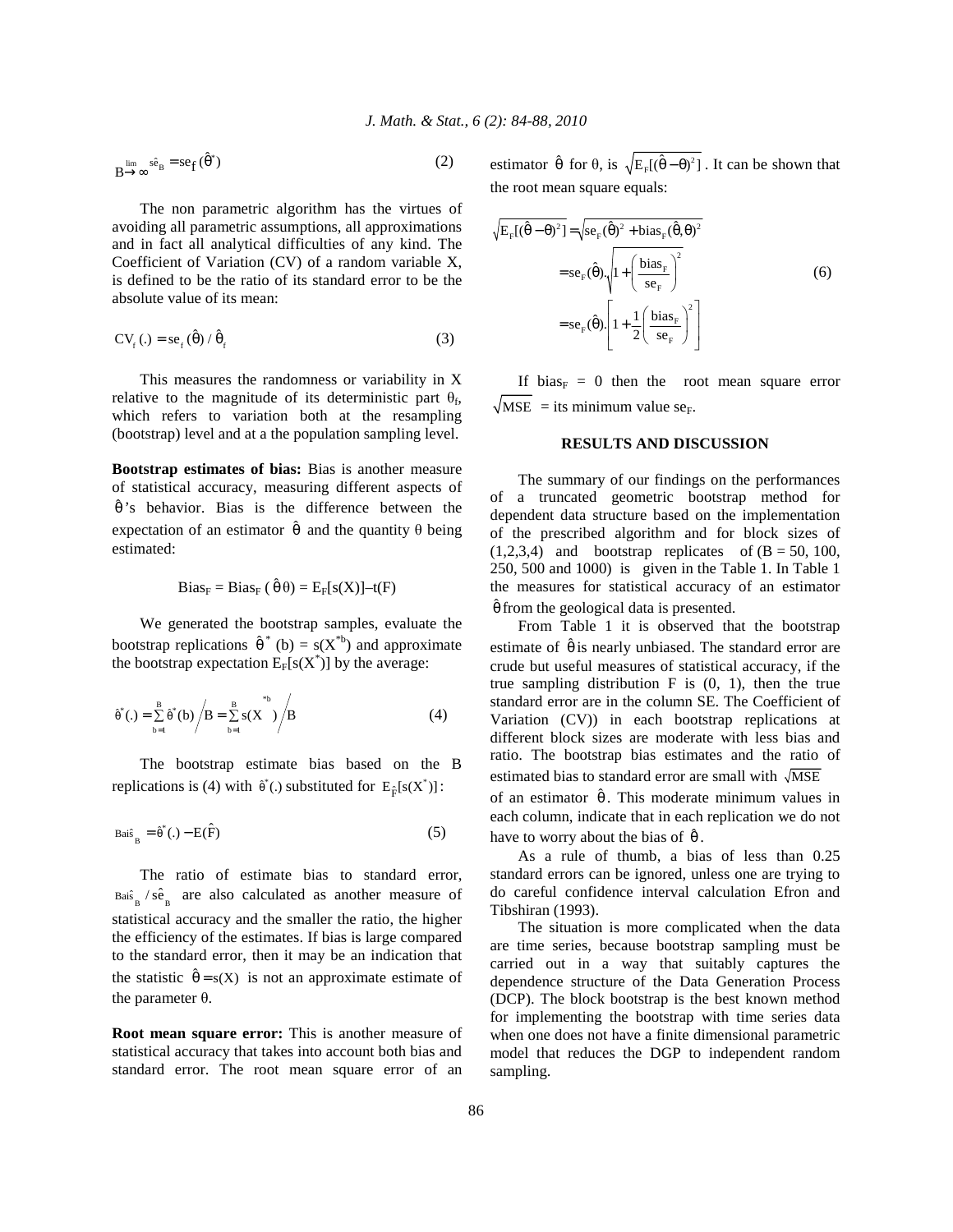$$\lim_{B \to \infty} \hat{se}_B = se_f(\hat{\theta}^*) \tag{2}$$

The non parametric algorithm has the virtues of avoiding all parametric assumptions, all approximations and in fact all analytical difficulties of any kind. The Coefficient of Variation (CV) of a random variable X, is defined to be the ratio of its standard error to be the absolute value of its mean:

$$CV_f(.) = se_f(\hat{\theta}) / \hat{\theta}_f \tag{3}$$

This measures the randomness or variability in X relative to the magnitude of its deterministic part $\theta_f$, which refers to variation both at the resampling (bootstrap) level and at a the population sampling level.

**Bootstrap estimates of bias:** Bias is another measure of statistical accuracy, measuring different aspects of $\hat{\theta}$'s behavior. Bias is the difference between the expectation of an estimator $\hat{\theta}$ and the quantity $\theta$ being estimated:

$$Bias_F = Bias_F(\hat{\theta}\theta) = E_F[s(X)] - t(F)$$

We generated the bootstrap samples, evaluate the bootstrap replications $\hat{\theta}^*(b) = s(X^{*b})$ and approximate the bootstrap expectation $E_F[s(X^*)]$ by the average:

$$\hat{\theta}^*(.) = \sum_{b=1}^{B} \hat{\theta}^*(b) \Big/ B = \sum_{b=1}^{B} s(X^{*b}) \Big/ B \tag{4}$$

The bootstrap estimate bias based on the B replications is (4) with $\hat{\theta}^*(.)$ substituted for $E_{\hat{F}}[s(X^*)]$:

$$\hat{Bais}_B = \hat{\theta}^*(.) - E(\hat{F}) \tag{5}$$

The ratio of estimate bias to standard error, $\hat{Bais}_B / \hat{se}_B$ are also calculated as another measure of statistical accuracy and the smaller the ratio, the higher the efficiency of the estimates. If bias is large compared to the standard error, then it may be an indication that the statistic $\hat{\theta} = s(X)$ is not an approximate estimate of the parameter $\theta$.

**Root mean square error:** This is another measure of statistical accuracy that takes into account both bias and standard error. The root mean square error of an estimator $\hat{\theta}$ for $\theta$, is $\sqrt{E_F[(\hat{\theta} - \theta)^2]}$. It can be shown that the root mean square equals:

$$\begin{aligned}
\sqrt{E_F[(\hat{\theta} - \theta)^2]} &= \sqrt{se_F(\hat{\theta})^2 + bias_F(\hat{\theta}, \theta)^2} \\
&= se_F(\hat{\theta}).\sqrt{1 + \left(\frac{bias_F}{se_F}\right)^2} \\
&= se_F(\hat{\theta}).\left[1 + \frac{1}{2}\left(\frac{bias_F}{se_F}\right)^2\right]
\end{aligned} \tag{6}$$

If $bias_F = 0$ then the root mean square error $\sqrt{MSE}$ = its minimum value $se_F$.

## RESULTS AND DISCUSSION

The summary of our findings on the performances of a truncated geometric bootstrap method for dependent data structure based on the implementation of the prescribed algorithm and for block sizes of (1,2,3,4) and bootstrap replicates of (B = 50, 100, 250, 500 and 1000) is given in the Table 1. In Table 1 the measures for statistical accuracy of an estimator $\hat{\theta}$ from the geological data is presented.

From Table 1 it is observed that the bootstrap estimate of $\hat{\theta}$ is nearly unbiased. The standard error are crude but useful measures of statistical accuracy, if the true sampling distribution F is (0, 1), then the true standard error are in the column SE. The Coefficient of Variation (CV)) in each bootstrap replications at different block sizes are moderate with less bias and ratio. The bootstrap bias estimates and the ratio of estimated bias to standard error are small with $\sqrt{MSE}$ of an estimator $\hat{\theta}$. This moderate minimum values in each column, indicate that in each replication we do not have to worry about the bias of $\hat{\theta}$.

As a rule of thumb, a bias of less than 0.25 standard errors can be ignored, unless one are trying to do careful confidence interval calculation Efron and Tibshiran (1993).

The situation is more complicated when the data are time series, because bootstrap sampling must be carried out in a way that suitably captures the dependence structure of the Data Generation Process (DCP). The block bootstrap is the best known method for implementing the bootstrap with time series data when one does not have a finite dimensional parametric model that reduces the DGP to independent random sampling.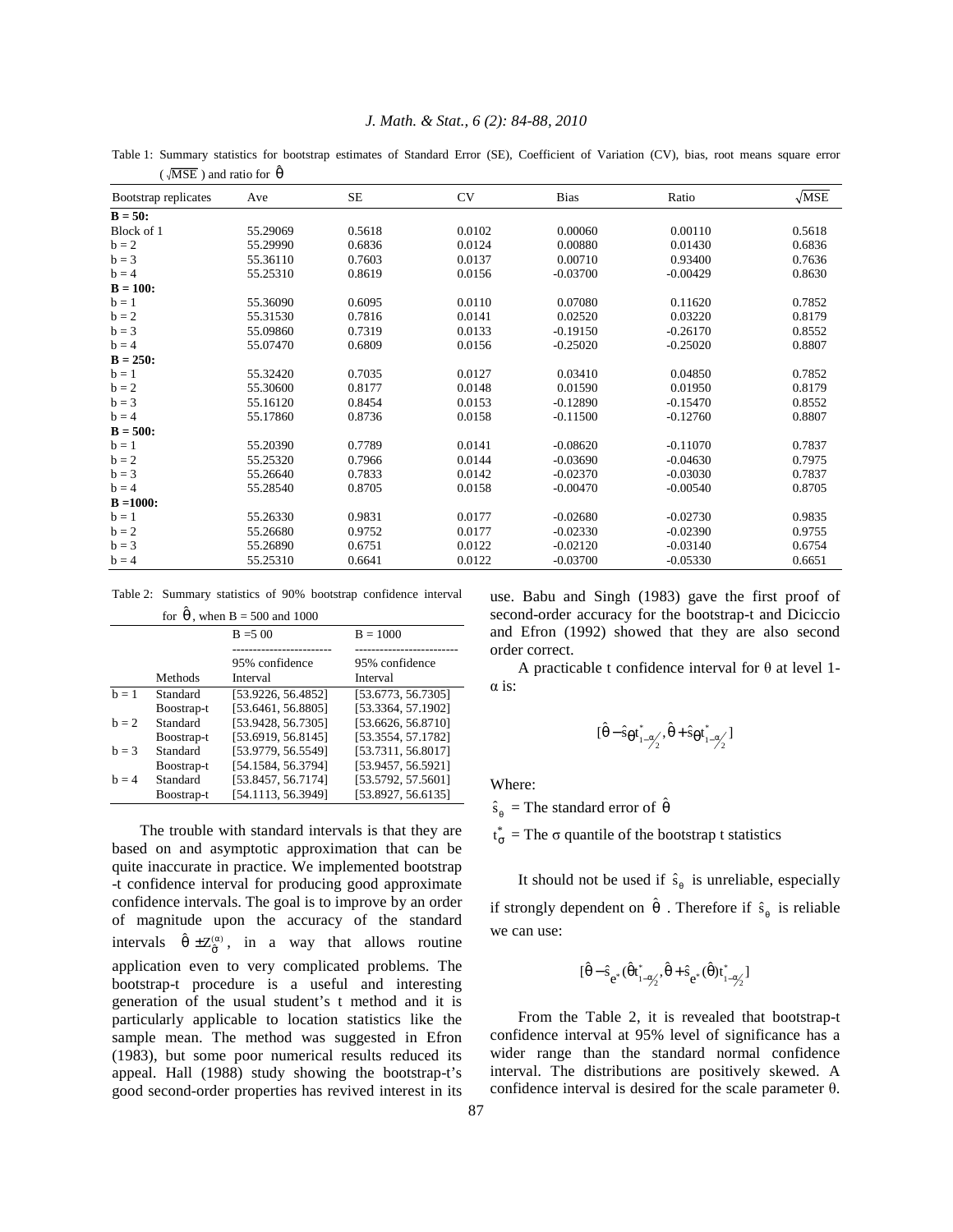Table 1: Summary statistics for bootstrap estimates of Standard Error (SE), Coefficient of Variation (CV), bias, root means square error ($\sqrt{MSE}$) and ratio for $\hat{\theta}$

| Bootstrap replicates | Ave | SE | CV | Bias | Ratio | $\sqrt{MSE}$ |
|---|---|---|---|---|---|---|
| **B = 50:** | | | | | | |
| Block of 1 | 55.29069 | 0.5618 | 0.0102 | 0.00060 | 0.00110 | 0.5618 |
| b = 2 | 55.29990 | 0.6836 | 0.0124 | 0.00880 | 0.01430 | 0.6836 |
| b = 3 | 55.36110 | 0.7603 | 0.0137 | 0.00710 | 0.93400 | 0.7636 |
| b = 4 | 55.25310 | 0.8619 | 0.0156 | -0.03700 | -0.00429 | 0.8630 |
| **B = 100:** | | | | | | |
| b = 1 | 55.36090 | 0.6095 | 0.0110 | 0.07080 | 0.11620 | 0.7852 |
| b = 2 | 55.31530 | 0.7816 | 0.0141 | 0.02520 | 0.03220 | 0.8179 |
| b = 3 | 55.09860 | 0.7319 | 0.0133 | -0.19150 | -0.26170 | 0.8552 |
| b = 4 | 55.07470 | 0.6809 | 0.0156 | -0.25020 | -0.25020 | 0.8807 |
| **B = 250:** | | | | | | |
| b = 1 | 55.32420 | 0.7035 | 0.0127 | 0.03410 | 0.04850 | 0.7852 |
| b = 2 | 55.30600 | 0.8177 | 0.0148 | 0.01590 | 0.01950 | 0.8179 |
| b = 3 | 55.16120 | 0.8454 | 0.0153 | -0.12890 | -0.15470 | 0.8552 |
| b = 4 | 55.17860 | 0.8736 | 0.0158 | -0.11500 | -0.12760 | 0.8807 |
| **B = 500:** | | | | | | |
| b = 1 | 55.20390 | 0.7789 | 0.0141 | -0.08620 | -0.11070 | 0.7837 |
| b = 2 | 55.25320 | 0.7966 | 0.0144 | -0.03690 | -0.04630 | 0.7975 |
| b = 3 | 55.26640 | 0.7833 | 0.0142 | -0.02370 | -0.03030 | 0.7837 |
| b = 4 | 55.28540 | 0.8705 | 0.0158 | -0.00470 | -0.00540 | 0.8705 |
| **B =1000:** | | | | | | |
| b = 1 | 55.26330 | 0.9831 | 0.0177 | -0.02680 | -0.02730 | 0.9835 |
| b = 2 | 55.26680 | 0.9752 | 0.0177 | -0.02330 | -0.02390 | 0.9755 |
| b = 3 | 55.26890 | 0.6751 | 0.0122 | -0.02120 | -0.03140 | 0.6754 |
| b = 4 | 55.25310 | 0.6641 | 0.0122 | -0.03700 | -0.05330 | 0.6651 |

Table 2: Summary statistics of 90% bootstrap confidence interval for $\hat{\theta}$, when B = 500 and 1000

| | | B =5 00 | B = 1000 |
|---|---|---|---|
| | Methods | 95% confidence Interval | 95% confidence Interval |
| b = 1 | Standard | [53.9226, 56.4852] | [53.6773, 56.7305] |
| | Boostrap-t | [53.6461, 56.8805] | [53.3364, 57.1902] |
| b = 2 | Standard | [53.9428, 56.7305] | [53.6626, 56.8710] |
| | Boostrap-t | [53.6919, 56.8145] | [53.3554, 57.1782] |
| b = 3 | Standard | [53.9779, 56.5549] | [53.7311, 56.8017] |
| | Boostrap-t | [54.1584, 56.3794] | [53.9457, 56.5921] |
| b = 4 | Standard | [53.8457, 56.7174] | [53.5792, 57.5601] |
| | Boostrap-t | [54.1113, 56.3949] | [53.8927, 56.6135] |

The trouble with standard intervals is that they are based on and asymptotic approximation that can be quite inaccurate in practice. We implemented bootstrap -t confidence interval for producing good approximate confidence intervals. The goal is to improve by an order of magnitude upon the accuracy of the standard intervals $\hat{\theta} \pm Z_{\hat{\sigma}}^{(\alpha)}$, in a way that allows routine application even to very complicated problems. The bootstrap-t procedure is a useful and interesting generation of the usual student's t method and it is particularly applicable to location statistics like the sample mean. The method was suggested in Efron (1983), but some poor numerical results reduced its appeal. Hall (1988) study showing the bootstrap-t's good second-order properties has revived interest in its use. Babu and Singh (1983) gave the first proof of second-order accuracy for the bootstrap-t and Diciccio and Efron (1992) showed that they are also second order correct.

A practicable t confidence interval for θ at level 1-α is:

$$[\hat{\theta} - \hat{s}_{\theta} t^*_{1-\alpha/2}, \hat{\theta} + \hat{s}_{\theta} t^*_{1-\alpha/2}]$$

Where:

$\hat{s}_{\theta}$ = The standard error of $\hat{\theta}$

$t^*_{\sigma}$ = The σ quantile of the bootstrap t statistics

It should not be used if $\hat{s}_{\theta}$ is unreliable, especially if strongly dependent on $\hat{\theta}$. Therefore if $\hat{s}_{\theta}$ is reliable we can use:

$$[\hat{\theta} - \hat{s}_{e^*}(\hat{\theta}) t^*_{1-\alpha/2}, \hat{\theta} + \hat{s}_{e^*}(\hat{\theta}) t^*_{1-\alpha/2}]$$

From the Table 2, it is revealed that bootstrap-t confidence interval at 95% level of significance has a wider range than the standard normal confidence interval. The distributions are positively skewed. A confidence interval is desired for the scale parameter θ.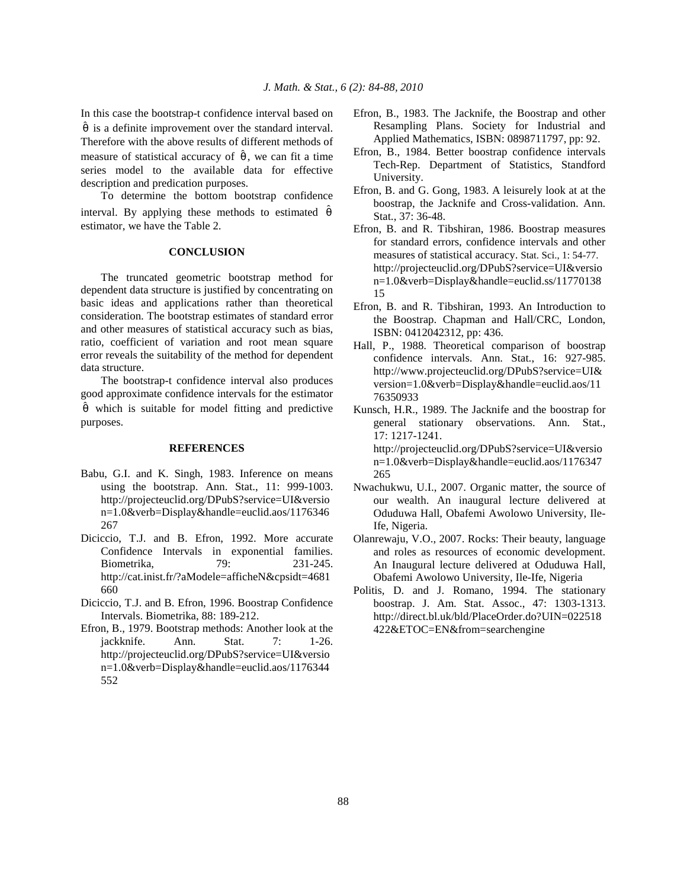In this case the bootstrap-t confidence interval based on $\hat{\theta}$ is a definite improvement over the standard interval. Therefore with the above results of different methods of measure of statistical accuracy of $\hat{\theta}$, we can fit a time series model to the available data for effective description and predication purposes.

To determine the bottom bootstrap confidence interval. By applying these methods to estimated $\hat{\theta}$ estimator, we have the Table 2.

## CONCLUSION

The truncated geometric bootstrap method for dependent data structure is justified by concentrating on basic ideas and applications rather than theoretical consideration. The bootstrap estimates of standard error and other measures of statistical accuracy such as bias, ratio, coefficient of variation and root mean square error reveals the suitability of the method for dependent data structure.

The bootstrap-t confidence interval also produces good approximate confidence intervals for the estimator $\hat{\theta}$ which is suitable for model fitting and predictive purposes.

## REFERENCES

Babu, G.I. and K. Singh, 1983. Inference on means using the bootstrap. Ann. Stat., 11: 999-1003. http://projecteuclid.org/DPubS?service=UI&version=1.0&verb=Display&handle=euclid.aos/1176346267

Diciccio, T.J. and B. Efron, 1992. More accurate Confidence Intervals in exponential families. Biometrika, 79: 231-245. http://cat.inist.fr/?aModele=afficheN&cpsidt=4681660

Diciccio, T.J. and B. Efron, 1996. Boostrap Confidence Intervals. Biometrika, 88: 189-212.

Efron, B., 1979. Bootstrap methods: Another look at the jackknife. Ann. Stat. 7: 1-26. http://projecteuclid.org/DPubS?service=UI&version=1.0&verb=Display&handle=euclid.aos/1176344552

Efron, B., 1983. The Jacknife, the Boostrap and other Resampling Plans. Society for Industrial and Applied Mathematics, ISBN: 0898711797, pp: 92.

Efron, B., 1984. Better boostrap confidence intervals Tech-Rep. Department of Statistics, Standford University.

Efron, B. and G. Gong, 1983. A leisurely look at at the boostrap, the Jacknife and Cross-validation. Ann. Stat., 37: 36-48.

Efron, B. and R. Tibshiran, 1986. Boostrap measures for standard errors, confidence intervals and other measures of statistical accuracy. Stat. Sci., 1: 54-77. http://projecteuclid.org/DPubS?service=UI&version=1.0&verb=Display&handle=euclid.ss/1177013815

Efron, B. and R. Tibshiran, 1993. An Introduction to the Boostrap. Chapman and Hall/CRC, London, ISBN: 0412042312, pp: 436.

Hall, P., 1988. Theoretical comparison of boostrap confidence intervals. Ann. Stat., 16: 927-985. http://www.projecteuclid.org/DPubS?service=UI&version=1.0&verb=Display&handle=euclid.aos/1176350933

Kunsch, H.R., 1989. The Jacknife and the boostrap for general stationary observations. Ann. Stat., 17: 1217-1241. http://projecteuclid.org/DPubS?service=UI&version=1.0&verb=Display&handle=euclid.aos/1176347265

Nwachukwu, U.I., 2007. Organic matter, the source of our wealth. An inaugural lecture delivered at Oduduwa Hall, Obafemi Awolowo University, Ile-Ife, Nigeria.

Olanrewaju, V.O., 2007. Rocks: Their beauty, language and roles as resources of economic development. An Inaugural lecture delivered at Oduduwa Hall, Obafemi Awolowo University, Ile-Ife, Nigeria

Politis, D. and J. Romano, 1994. The stationary boostrap. J. Am. Stat. Assoc., 47: 1303-1313. http://direct.bl.uk/bld/PlaceOrder.do?UIN=022518422&ETOC=EN&from=searchengine